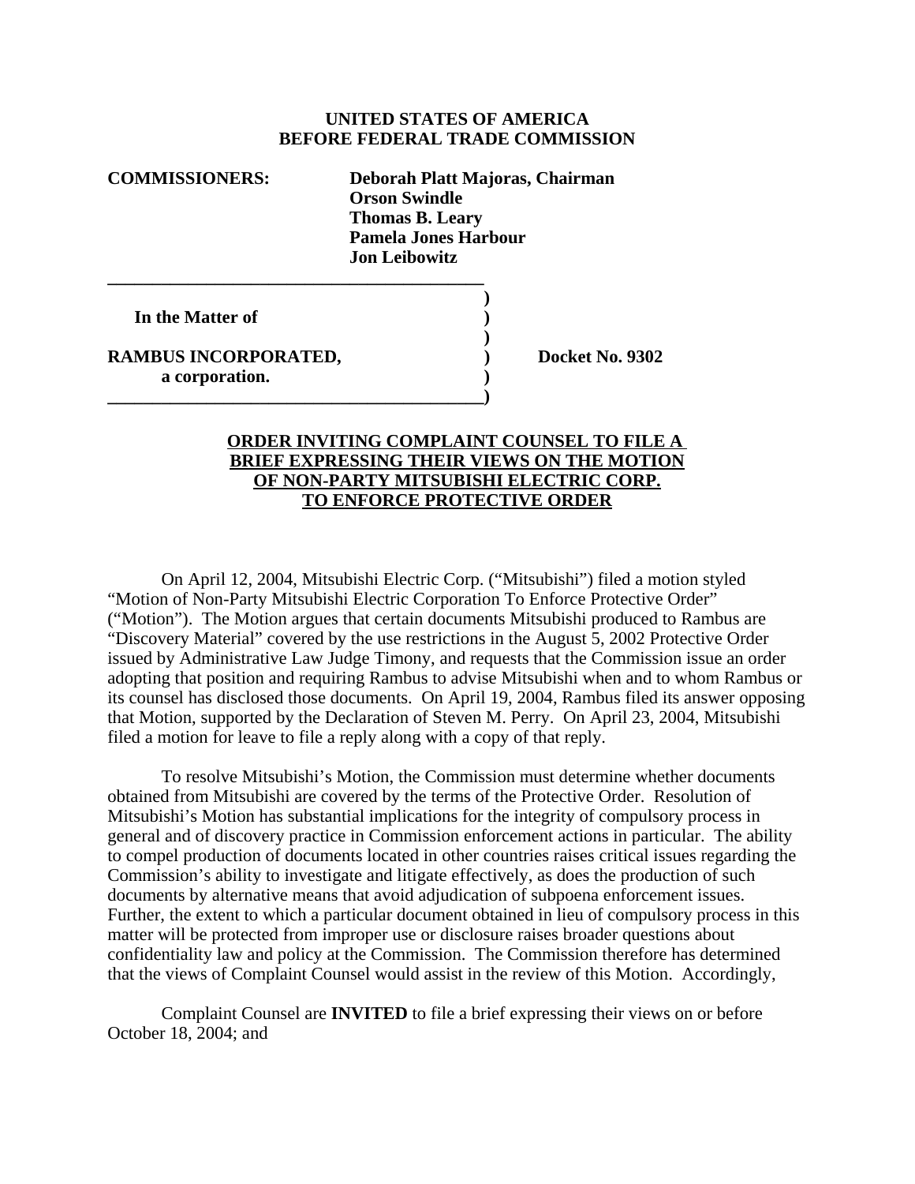**UNITED STATES OF AMERICA**
**BEFORE FEDERAL TRADE COMMISSION**

**COMMISSIONERS:** **Deborah Platt Majoras, Chairman**
**Orson Swindle**
**Thomas B. Leary**
**Pamela Jones Harbour**
**Jon Leibowitz**

| | | |
|---|---|---|
| **In the Matter of** | ) | |
| | ) | |
| **RAMBUS INCORPORATED,** | ) | **Docket No. 9302** |
| **a corporation.** | ) | |

**ORDER INVITING COMPLAINT COUNSEL TO FILE A BRIEF EXPRESSING THEIR VIEWS ON THE MOTION OF NON-PARTY MITSUBISHI ELECTRIC CORP. TO ENFORCE PROTECTIVE ORDER**

On April 12, 2004, Mitsubishi Electric Corp. ("Mitsubishi") filed a motion styled "Motion of Non-Party Mitsubishi Electric Corporation To Enforce Protective Order" ("Motion"). The Motion argues that certain documents Mitsubishi produced to Rambus are "Discovery Material" covered by the use restrictions in the August 5, 2002 Protective Order issued by Administrative Law Judge Timony, and requests that the Commission issue an order adopting that position and requiring Rambus to advise Mitsubishi when and to whom Rambus or its counsel has disclosed those documents. On April 19, 2004, Rambus filed its answer opposing that Motion, supported by the Declaration of Steven M. Perry. On April 23, 2004, Mitsubishi filed a motion for leave to file a reply along with a copy of that reply.

To resolve Mitsubishi's Motion, the Commission must determine whether documents obtained from Mitsubishi are covered by the terms of the Protective Order. Resolution of Mitsubishi's Motion has substantial implications for the integrity of compulsory process in general and of discovery practice in Commission enforcement actions in particular. The ability to compel production of documents located in other countries raises critical issues regarding the Commission's ability to investigate and litigate effectively, as does the production of such documents by alternative means that avoid adjudication of subpoena enforcement issues. Further, the extent to which a particular document obtained in lieu of compulsory process in this matter will be protected from improper use or disclosure raises broader questions about confidentiality law and policy at the Commission. The Commission therefore has determined that the views of Complaint Counsel would assist in the review of this Motion. Accordingly,

Complaint Counsel are **INVITED** to file a brief expressing their views on or before October 18, 2004; and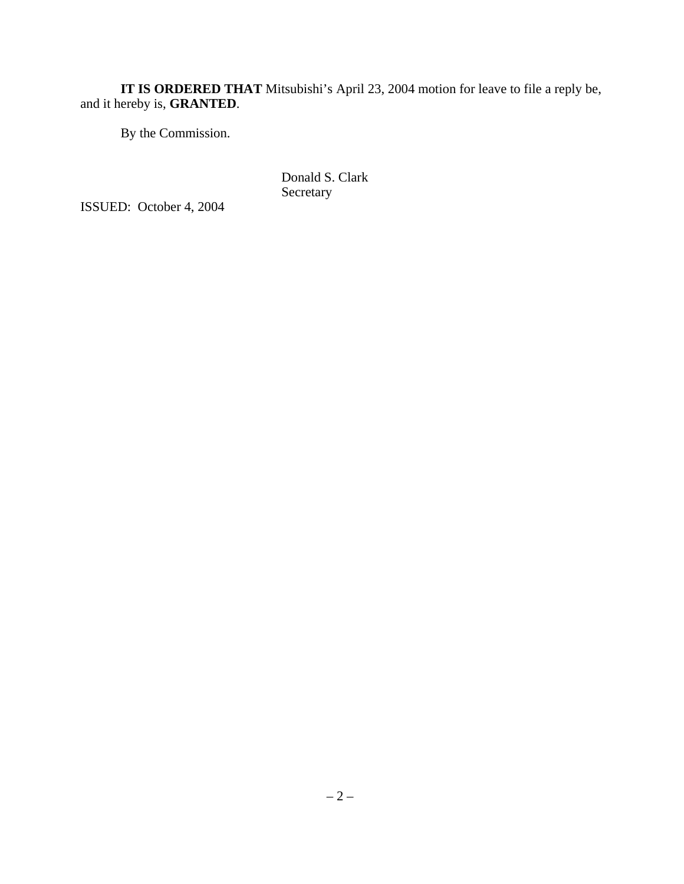**IT IS ORDERED THAT** Mitsubishi's April 23, 2004 motion for leave to file a reply be, and it hereby is, **GRANTED**.

By the Commission.

Donald S. Clark
Secretary

ISSUED: October 4, 2004